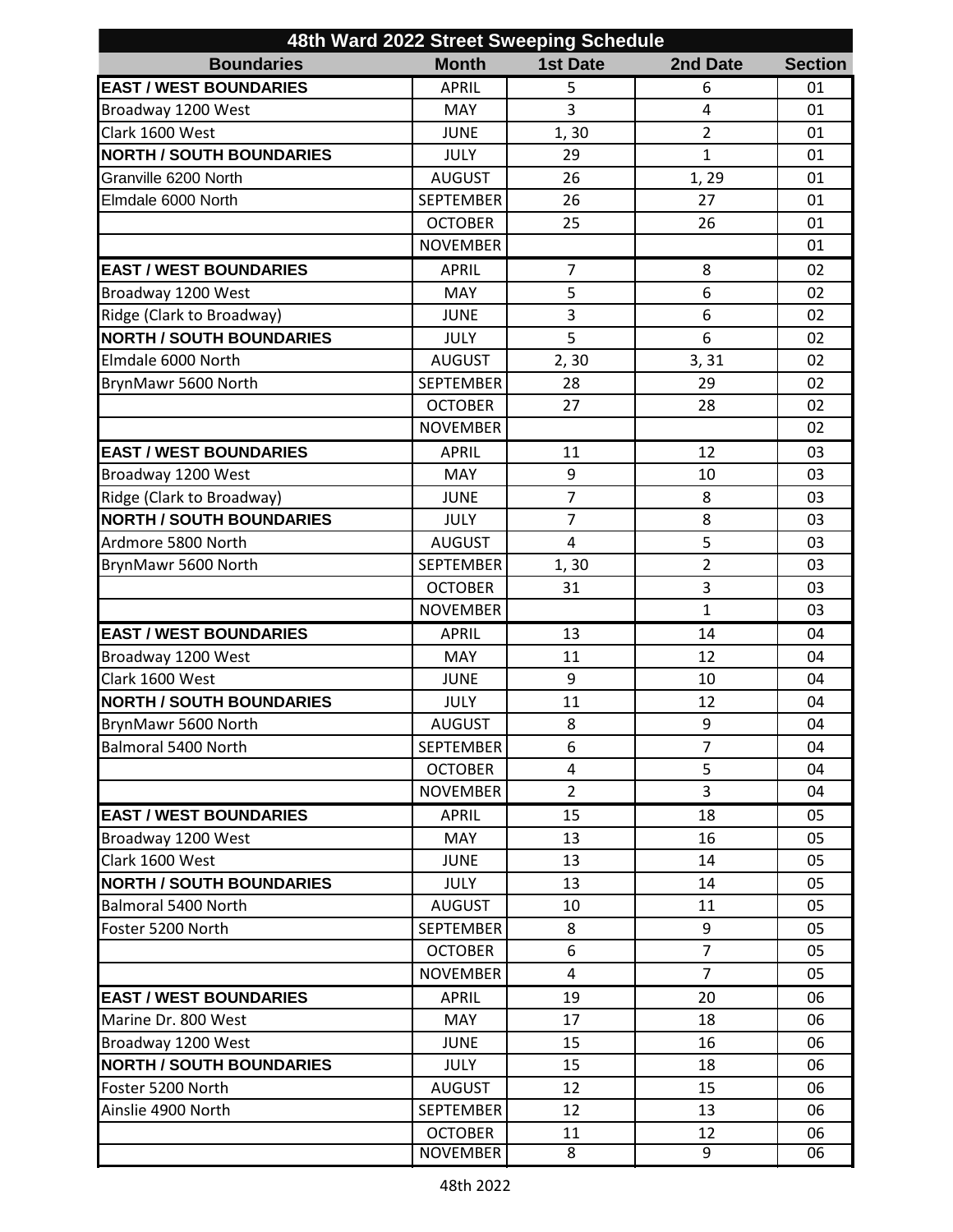| 48th Ward 2022 Street Sweeping Schedule | | | | |
|---|---|---|---|---|
| **Boundaries** | **Month** | **1st Date** | **2nd Date** | **Section** |
| **EAST / WEST BOUNDARIES** | APRIL | 5 | 6 | 01 |
| Broadway 1200 West | MAY | 3 | 4 | 01 |
| Clark 1600 West | JUNE | 1, 30 | 2 | 01 |
| **NORTH / SOUTH BOUNDARIES** | JULY | 29 | 1 | 01 |
| Granville 6200 North | AUGUST | 26 | 1, 29 | 01 |
| Elmdale 6000 North | SEPTEMBER | 26 | 27 | 01 |
| | OCTOBER | 25 | 26 | 01 |
| | NOVEMBER | | | 01 |
| **EAST / WEST BOUNDARIES** | APRIL | 7 | 8 | 02 |
| Broadway 1200 West | MAY | 5 | 6 | 02 |
| Ridge (Clark to Broadway) | JUNE | 3 | 6 | 02 |
| **NORTH / SOUTH BOUNDARIES** | JULY | 5 | 6 | 02 |
| Elmdale 6000 North | AUGUST | 2, 30 | 3, 31 | 02 |
| BrynMawr 5600 North | SEPTEMBER | 28 | 29 | 02 |
| | OCTOBER | 27 | 28 | 02 |
| | NOVEMBER | | | 02 |
| **EAST / WEST BOUNDARIES** | APRIL | 11 | 12 | 03 |
| Broadway 1200 West | MAY | 9 | 10 | 03 |
| Ridge (Clark to Broadway) | JUNE | 7 | 8 | 03 |
| **NORTH / SOUTH BOUNDARIES** | JULY | 7 | 8 | 03 |
| Ardmore 5800 North | AUGUST | 4 | 5 | 03 |
| BrynMawr 5600 North | SEPTEMBER | 1, 30 | 2 | 03 |
| | OCTOBER | 31 | 3 | 03 |
| | NOVEMBER | | 1 | 03 |
| **EAST / WEST BOUNDARIES** | APRIL | 13 | 14 | 04 |
| Broadway 1200 West | MAY | 11 | 12 | 04 |
| Clark 1600 West | JUNE | 9 | 10 | 04 |
| **NORTH / SOUTH BOUNDARIES** | JULY | 11 | 12 | 04 |
| BrynMawr 5600 North | AUGUST | 8 | 9 | 04 |
| Balmoral 5400 North | SEPTEMBER | 6 | 7 | 04 |
| | OCTOBER | 4 | 5 | 04 |
| | NOVEMBER | 2 | 3 | 04 |
| **EAST / WEST BOUNDARIES** | APRIL | 15 | 18 | 05 |
| Broadway 1200 West | MAY | 13 | 16 | 05 |
| Clark 1600 West | JUNE | 13 | 14 | 05 |
| **NORTH / SOUTH BOUNDARIES** | JULY | 13 | 14 | 05 |
| Balmoral 5400 North | AUGUST | 10 | 11 | 05 |
| Foster 5200 North | SEPTEMBER | 8 | 9 | 05 |
| | OCTOBER | 6 | 7 | 05 |
| | NOVEMBER | 4 | 7 | 05 |
| **EAST / WEST BOUNDARIES** | APRIL | 19 | 20 | 06 |
| Marine Dr. 800 West | MAY | 17 | 18 | 06 |
| Broadway 1200 West | JUNE | 15 | 16 | 06 |
| **NORTH / SOUTH BOUNDARIES** | JULY | 15 | 18 | 06 |
| Foster 5200 North | AUGUST | 12 | 15 | 06 |
| Ainslie 4900 North | SEPTEMBER | 12 | 13 | 06 |
| | OCTOBER | 11 | 12 | 06 |
| | NOVEMBER | 8 | 9 | 06 |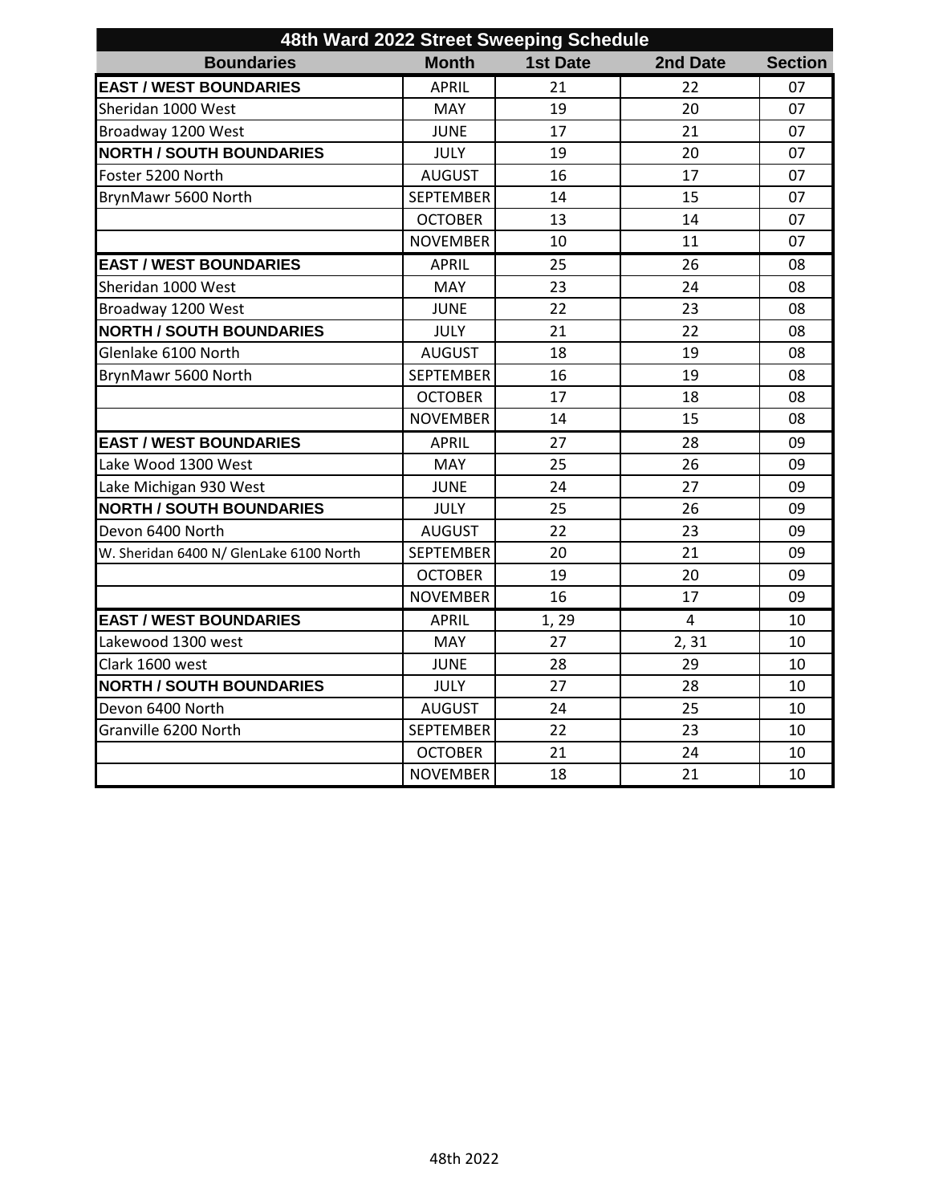| 48th Ward 2022 Street Sweeping Schedule | | | | |
|---|---|---|---|---|
| **Boundaries** | **Month** | **1st Date** | **2nd Date** | **Section** |
| **EAST / WEST BOUNDARIES** | APRIL | 21 | 22 | 07 |
| Sheridan 1000 West | MAY | 19 | 20 | 07 |
| Broadway 1200 West | JUNE | 17 | 21 | 07 |
| **NORTH / SOUTH BOUNDARIES** | JULY | 19 | 20 | 07 |
| Foster 5200 North | AUGUST | 16 | 17 | 07 |
| BrynMawr 5600 North | SEPTEMBER | 14 | 15 | 07 |
| | OCTOBER | 13 | 14 | 07 |
| | NOVEMBER | 10 | 11 | 07 |
| **EAST / WEST BOUNDARIES** | APRIL | 25 | 26 | 08 |
| Sheridan 1000 West | MAY | 23 | 24 | 08 |
| Broadway 1200 West | JUNE | 22 | 23 | 08 |
| **NORTH / SOUTH BOUNDARIES** | JULY | 21 | 22 | 08 |
| Glenlake 6100 North | AUGUST | 18 | 19 | 08 |
| BrynMawr 5600 North | SEPTEMBER | 16 | 19 | 08 |
| | OCTOBER | 17 | 18 | 08 |
| | NOVEMBER | 14 | 15 | 08 |
| **EAST / WEST BOUNDARIES** | APRIL | 27 | 28 | 09 |
| Lake Wood 1300 West | MAY | 25 | 26 | 09 |
| Lake Michigan 930 West | JUNE | 24 | 27 | 09 |
| **NORTH / SOUTH BOUNDARIES** | JULY | 25 | 26 | 09 |
| Devon 6400 North | AUGUST | 22 | 23 | 09 |
| W. Sheridan 6400 N/ GlenLake 6100 North | SEPTEMBER | 20 | 21 | 09 |
| | OCTOBER | 19 | 20 | 09 |
| | NOVEMBER | 16 | 17 | 09 |
| **EAST / WEST BOUNDARIES** | APRIL | 1, 29 | 4 | 10 |
| Lakewood 1300 west | MAY | 27 | 2, 31 | 10 |
| Clark 1600 west | JUNE | 28 | 29 | 10 |
| **NORTH / SOUTH BOUNDARIES** | JULY | 27 | 28 | 10 |
| Devon 6400 North | AUGUST | 24 | 25 | 10 |
| Granville 6200 North | SEPTEMBER | 22 | 23 | 10 |
| | OCTOBER | 21 | 24 | 10 |
| | NOVEMBER | 18 | 21 | 10 |